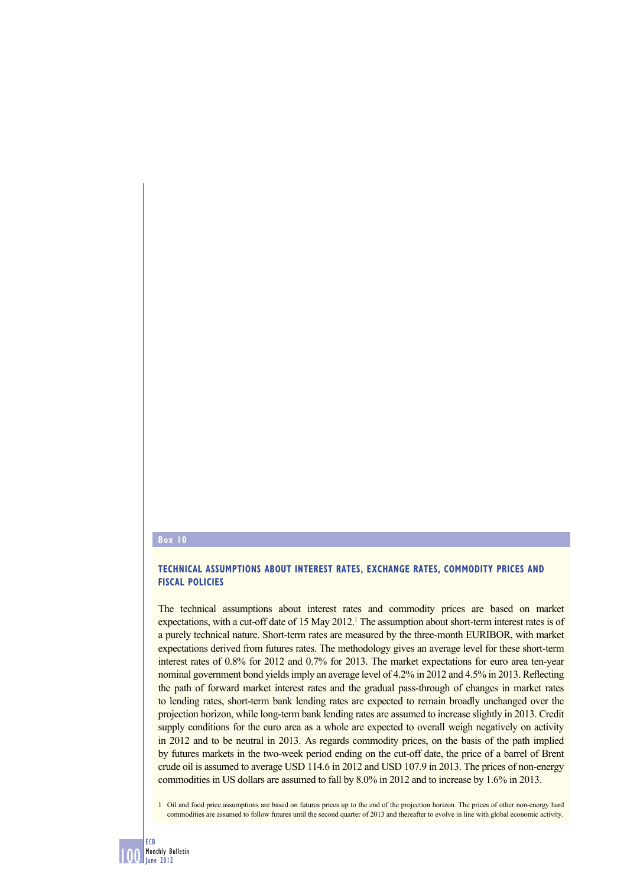Box 10

### TECHNICAL ASSUMPTIONS ABOUT INTEREST RATES, EXCHANGE RATES, COMMODITY PRICES AND FISCAL POLICIES

The technical assumptions about interest rates and commodity prices are based on market expectations, with a cut-off date of 15 May 2012.[1] The assumption about short-term interest rates is of a purely technical nature. Short-term rates are measured by the three-month EURIBOR, with market expectations derived from futures rates. The methodology gives an average level for these short-term interest rates of 0.8% for 2012 and 0.7% for 2013. The market expectations for euro area ten-year nominal government bond yields imply an average level of 4.2% in 2012 and 4.5% in 2013. Reflecting the path of forward market interest rates and the gradual pass-through of changes in market rates to lending rates, short-term bank lending rates are expected to remain broadly unchanged over the projection horizon, while long-term bank lending rates are assumed to increase slightly in 2013. Credit supply conditions for the euro area as a whole are expected to overall weigh negatively on activity in 2012 and to be neutral in 2013. As regards commodity prices, on the basis of the path implied by futures markets in the two-week period ending on the cut-off date, the price of a barrel of Brent crude oil is assumed to average USD 114.6 in 2012 and USD 107.9 in 2013. The prices of non-energy commodities in US dollars are assumed to fall by 8.0% in 2012 and to increase by 1.6% in 2013.

1 Oil and food price assumptions are based on futures prices up to the end of the projection horizon. The prices of other non-energy hard commodities are assumed to follow futures until the second quarter of 2013 and thereafter to evolve in line with global economic activity.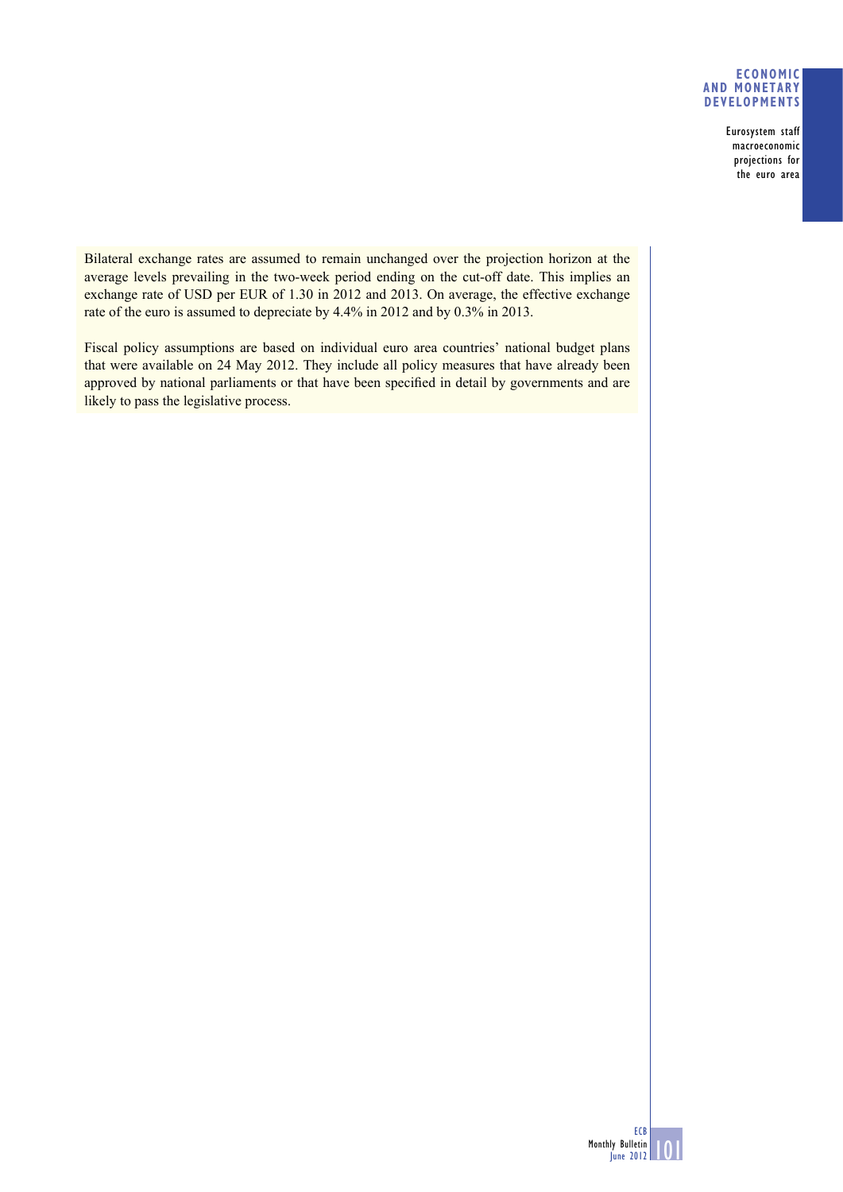Bilateral exchange rates are assumed to remain unchanged over the projection horizon at the average levels prevailing in the two-week period ending on the cut-off date. This implies an exchange rate of USD per EUR of 1.30 in 2012 and 2013. On average, the effective exchange rate of the euro is assumed to depreciate by 4.4% in 2012 and by 0.3% in 2013.

Fiscal policy assumptions are based on individual euro area countries' national budget plans that were available on 24 May 2012. They include all policy measures that have already been approved by national parliaments or that have been specified in detail by governments and are likely to pass the legislative process.